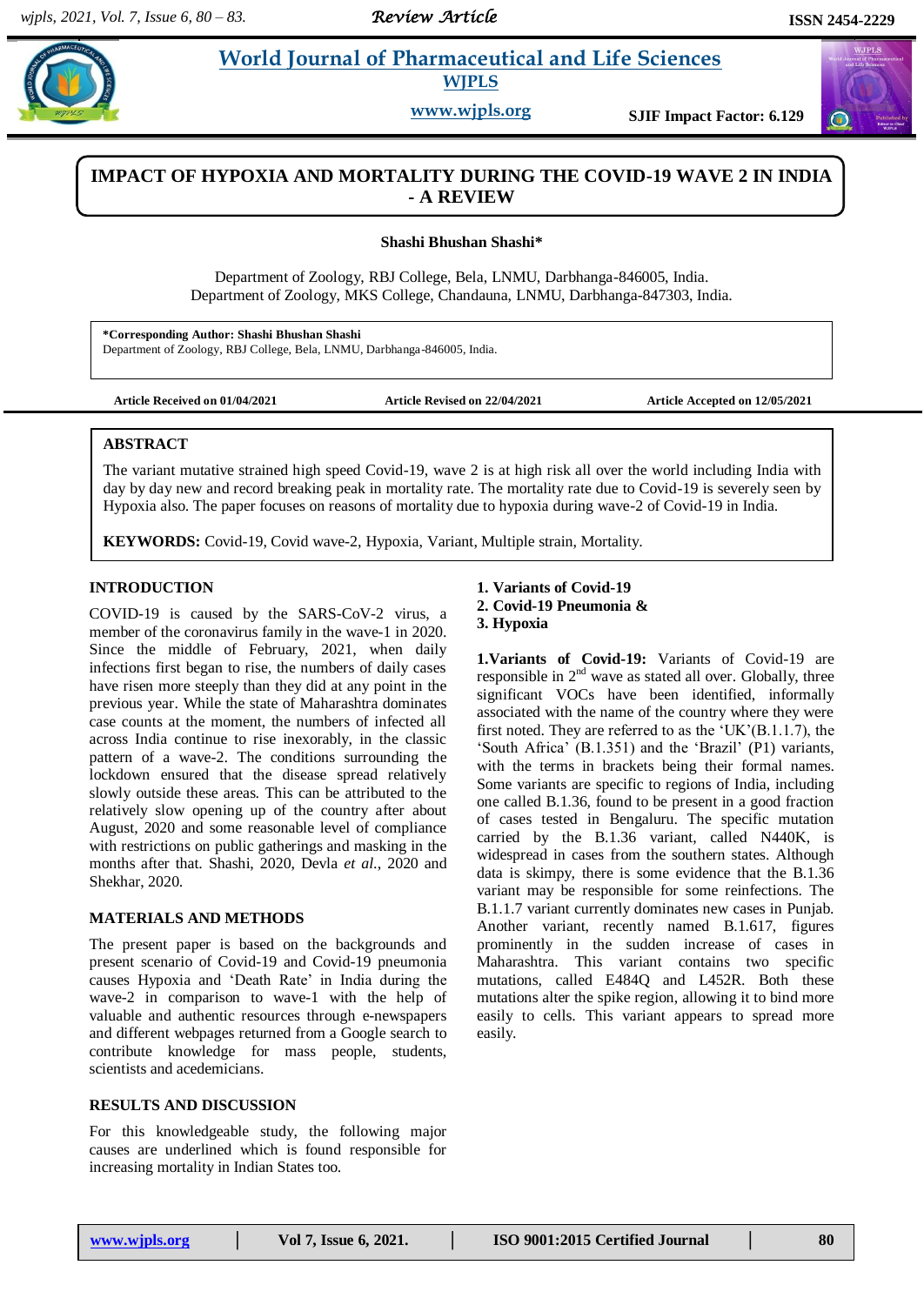# IMPACT OF HYPOXIA AND MORTALITY DURING THE COVID-19 WAVE 2 IN INDIA - A REVIEW

**Shashi Bhushan Shashi***

Department of Zoology, RBJ College, Bela, LNMU, Darbhanga-846005, India.
Department of Zoology, MKS College, Chandauna, LNMU, Darbhanga-847303, India.

**\*Corresponding Author: Shashi Bhushan Shashi**
Department of Zoology, RBJ College, Bela, LNMU, Darbhanga-846005, India.

**Article Received on 01/04/2021** | **Article Revised on 22/04/2021** | **Article Accepted on 12/05/2021**

## ABSTRACT

The variant mutative strained high speed Covid-19, wave 2 is at high risk all over the world including India with day by day new and record breaking peak in mortality rate. The mortality rate due to Covid-19 is severely seen by Hypoxia also. The paper focuses on reasons of mortality due to hypoxia during wave-2 of Covid-19 in India.

**KEYWORDS:** Covid-19, Covid wave-2, Hypoxia, Variant, Multiple strain, Mortality.

## INTRODUCTION

COVID-19 is caused by the SARS-CoV-2 virus, a member of the coronavirus family in the wave-1 in 2020. Since the middle of February, 2021, when daily infections first began to rise, the numbers of daily cases have risen more steeply than they did at any point in the previous year. While the state of Maharashtra dominates case counts at the moment, the numbers of infected all across India continue to rise inexorably, in the classic pattern of a wave-2. The conditions surrounding the lockdown ensured that the disease spread relatively slowly outside these areas. This can be attributed to the relatively slow opening up of the country after about August, 2020 and some reasonable level of compliance with restrictions on public gatherings and masking in the months after that. Shashi, 2020, Devla *et al.*, 2020 and Shekhar, 2020.

## MATERIALS AND METHODS

The present paper is based on the backgrounds and present scenario of Covid-19 and Covid-19 pneumonia causes Hypoxia and 'Death Rate' in India during the wave-2 in comparison to wave-1 with the help of valuable and authentic resources through e-newspapers and different webpages returned from a Google search to contribute knowledge for mass people, students, scientists and acedemicians.

## RESULTS AND DISCUSSION

For this knowledgeable study, the following major causes are underlined which is found responsible for increasing mortality in Indian States too.

**1. Variants of Covid-19**
**2. Covid-19 Pneumonia &**
**3. Hypoxia**

**1.Variants of Covid-19:** Variants of Covid-19 are responsible in 2nd wave as stated all over. Globally, three significant VOCs have been identified, informally associated with the name of the country where they were first noted. They are referred to as the 'UK'(B.1.1.7), the 'South Africa' (B.1.351) and the 'Brazil' (P1) variants, with the terms in brackets being their formal names. Some variants are specific to regions of India, including one called B.1.36, found to be present in a good fraction of cases tested in Bengaluru. The specific mutation carried by the B.1.36 variant, called N440K, is widespread in cases from the southern states. Although data is skimpy, there is some evidence that the B.1.36 variant may be responsible for some reinfections. The B.1.1.7 variant currently dominates new cases in Punjab. Another variant, recently named B.1.617, figures prominently in the sudden increase of cases in Maharashtra. This variant contains two specific mutations, called E484Q and L452R. Both these mutations alter the spike region, allowing it to bind more easily to cells. This variant appears to spread more easily.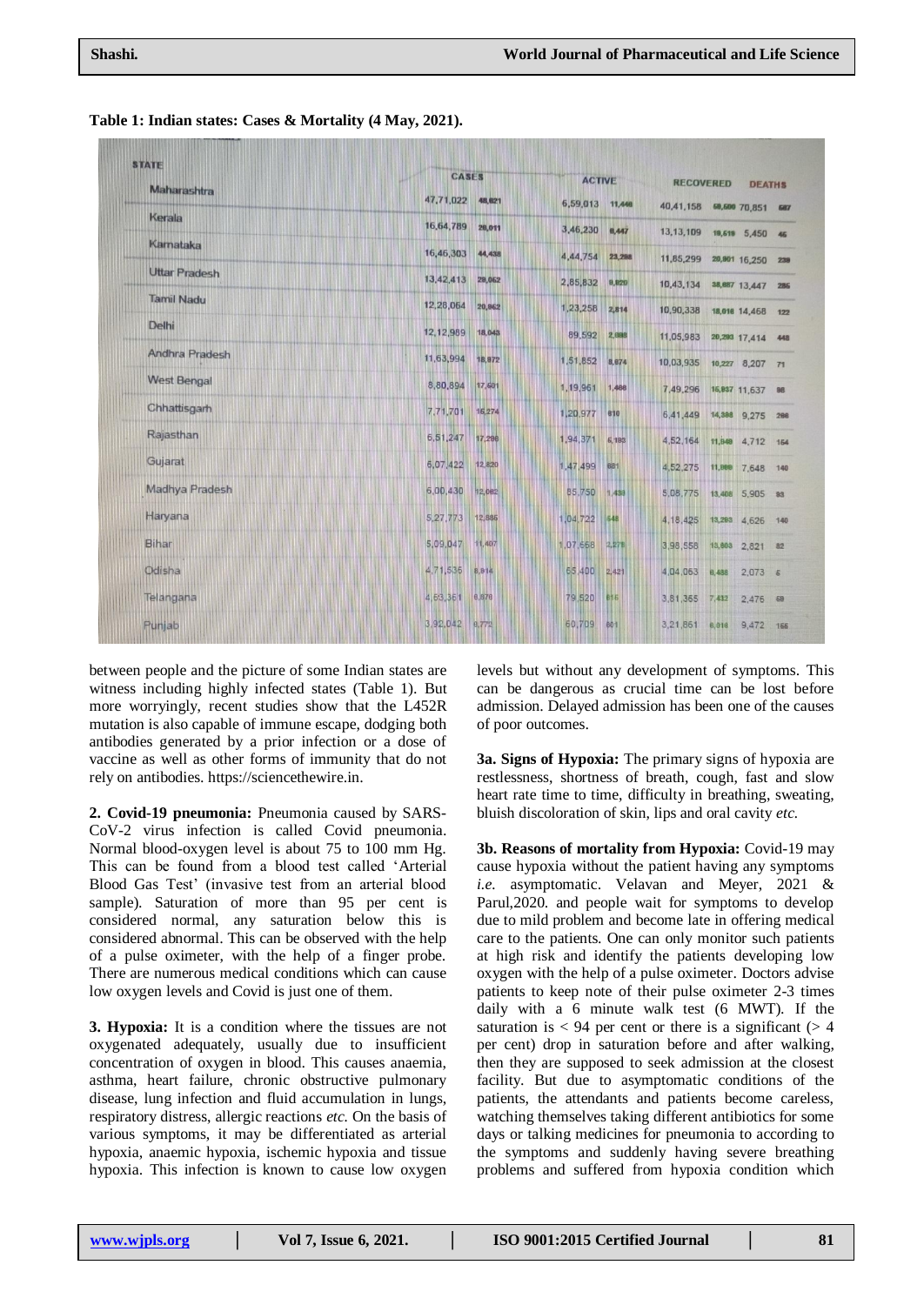**Table 1: Indian states: Cases & Mortality (4 May, 2021).**

| STATE | CASES | | ACTIVE | | RECOVERED | | DEATHS | |
|---|---|---|---|---|---|---|---|---|
| Maharashtra | 47,71,022 | 48,621 | 6,59,013 | 11,446 | 40,41,158 | 59,500 | 70,851 | 567 |
| Kerala | 16,64,789 | 26,011 | 3,46,230 | 8,447 | 13,13,109 | 18,619 | 5,450 | 45 |
| Karnataka | 16,46,303 | 44,438 | 4,44,754 | 23,288 | 11,85,299 | 20,901 | 16,250 | 239 |
| Uttar Pradesh | 13,42,413 | 29,052 | 2,85,832 | 9,820 | 10,43,134 | 38,887 | 13,447 | 285 |
| Tamil Nadu | 12,28,064 | 20,952 | 1,23,258 | 2,814 | 10,90,338 | 18,016 | 14,468 | 122 |
| Delhi | 12,12,989 | 18,043 | 89,592 | 2,088 | 11,05,983 | 20,293 | 17,414 | 448 |
| Andhra Pradesh | 11,63,994 | 18,972 | 1,51,852 | 8,674 | 10,03,935 | 10,227 | 8,207 | 71 |
| West Bengal | 8,80,894 | 17,501 | 1,19,961 | 1,468 | 7,49,296 | 15,937 | 11,637 | 96 |
| Chhattisgarh | 7,71,701 | 15,274 | 1,20,977 | 810 | 6,41,449 | 14,398 | 9,275 | 266 |
| Rajasthan | 6,51,247 | 17,296 | 1,94,371 | 6,193 | 4,52,164 | 11,049 | 4,712 | 154 |
| Gujarat | 6,07,422 | 12,820 | 1,47,499 | 881 | 4,52,275 | 11,999 | 7,648 | 140 |
| Madhya Pradesh | 6,00,430 | 12,062 | 85,750 | 1,438 | 5,08,775 | 13,408 | 5,905 | 93 |
| Haryana | 5,27,773 | 12,885 | 1,04,722 | 648 | 4,18,425 | 13,293 | 4,626 | 140 |
| Bihar | 5,09,047 | 11,407 | 1,07,668 | 2,278 | 3,98,558 | 13,603 | 2,821 | 82 |
| Odisha | 4,71,536 | 8,914 | 65,400 | 2,421 | 4,04,063 | 6,488 | 2,073 | 5 |
| Telangana | 4,63,361 | 6,876 | 79,520 | 616 | 3,81,365 | 7,432 | 2,476 | 59 |
| Punjab | 3,92,042 | 6,772 | 60,709 | 601 | 3,21,861 | 6,014 | 9,472 | 155 |

between people and the picture of some Indian states are witness including highly infected states (Table 1). But more worryingly, recent studies show that the L452R mutation is also capable of immune escape, dodging both antibodies generated by a prior infection or a dose of vaccine as well as other forms of immunity that do not rely on antibodies. https://sciencethewire.in.

**2. Covid-19 pneumonia:** Pneumonia caused by SARS-CoV-2 virus infection is called Covid pneumonia. Normal blood-oxygen level is about 75 to 100 mm Hg. This can be found from a blood test called 'Arterial Blood Gas Test' (invasive test from an arterial blood sample). Saturation of more than 95 per cent is considered normal, any saturation below this is considered abnormal. This can be observed with the help of a pulse oximeter, with the help of a finger probe. There are numerous medical conditions which can cause low oxygen levels and Covid is just one of them.

**3. Hypoxia:** It is a condition where the tissues are not oxygenated adequately, usually due to insufficient concentration of oxygen in blood. This causes anaemia, asthma, heart failure, chronic obstructive pulmonary disease, lung infection and fluid accumulation in lungs, respiratory distress, allergic reactions *etc.* On the basis of various symptoms, it may be differentiated as arterial hypoxia, anaemic hypoxia, ischemic hypoxia and tissue hypoxia. This infection is known to cause low oxygen levels but without any development of symptoms. This can be dangerous as crucial time can be lost before admission. Delayed admission has been one of the causes of poor outcomes.

**3a. Signs of Hypoxia:** The primary signs of hypoxia are restlessness, shortness of breath, cough, fast and slow heart rate time to time, difficulty in breathing, sweating, bluish discoloration of skin, lips and oral cavity *etc.*

**3b. Reasons of mortality from Hypoxia:** Covid-19 may cause hypoxia without the patient having any symptoms *i.e.* asymptomatic. Velavan and Meyer, 2021 & Parul,2020. and people wait for symptoms to develop due to mild problem and become late in offering medical care to the patients. One can only monitor such patients at high risk and identify the patients developing low oxygen with the help of a pulse oximeter. Doctors advise patients to keep note of their pulse oximeter 2-3 times daily with a 6 minute walk test (6 MWT). If the saturation is < 94 per cent or there is a significant (> 4 per cent) drop in saturation before and after walking, then they are supposed to seek admission at the closest facility. But due to asymptomatic conditions of the patients, the attendants and patients become careless, watching themselves taking different antibiotics for some days or talking medicines for pneumonia to according to the symptoms and suddenly having severe breathing problems and suffered from hypoxia condition which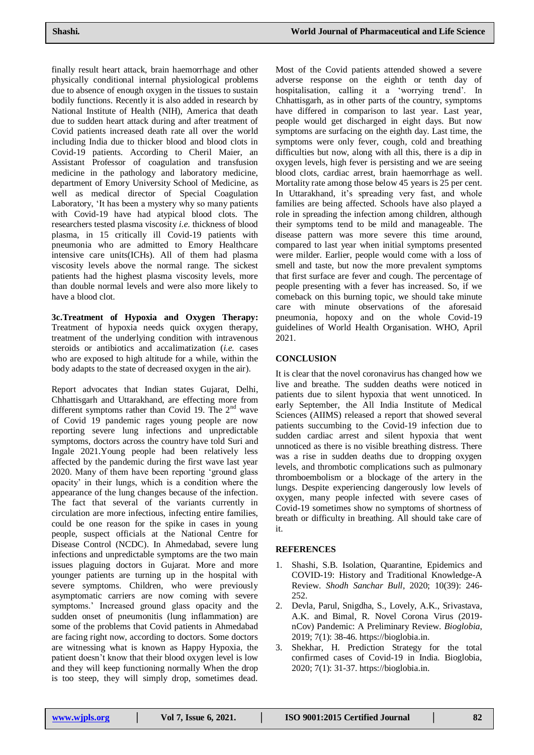finally result heart attack, brain haemorrhage and other physically conditional internal physiological problems due to absence of enough oxygen in the tissues to sustain bodily functions. Recently it is also added in research by National Institute of Health (NIH), America that death due to sudden heart attack during and after treatment of Covid patients increased death rate all over the world including India due to thicker blood and blood clots in Covid-19 patients. According to Cheril Maier, an Assistant Professor of coagulation and transfusion medicine in the pathology and laboratory medicine, department of Emory University School of Medicine, as well as medical director of Special Coagulation Laboratory, 'It has been a mystery why so many patients with Covid-19 have had atypical blood clots. The researchers tested plasma viscosity *i.e.* thickness of blood plasma, in 15 critically ill Covid-19 patients with pneumonia who are admitted to Emory Healthcare intensive care units(ICHs). All of them had plasma viscosity levels above the normal range. The sickest patients had the highest plasma viscosity levels, more than double normal levels and were also more likely to have a blood clot.

**3c.Treatment of Hypoxia and Oxygen Therapy:** Treatment of hypoxia needs quick oxygen therapy, treatment of the underlying condition with intravenous steroids or antibiotics and accalimatization (*i.e.* cases who are exposed to high altitude for a while, within the body adapts to the state of decreased oxygen in the air).

Report advocates that Indian states Gujarat, Delhi, Chhattisgarh and Uttarakhand, are effecting more from different symptoms rather than Covid 19. The 2nd wave of Covid 19 pandemic rages young people are now reporting severe lung infections and unpredictable symptoms, doctors across the country have told Suri and Ingale 2021.Young people had been relatively less affected by the pandemic during the first wave last year 2020. Many of them have been reporting 'ground glass opacity' in their lungs, which is a condition where the appearance of the lung changes because of the infection. The fact that several of the variants currently in circulation are more infectious, infecting entire families, could be one reason for the spike in cases in young people, suspect officials at the National Centre for Disease Control (NCDC). In Ahmedabad, severe lung infections and unpredictable symptoms are the two main issues plaguing doctors in Gujarat. More and more younger patients are turning up in the hospital with severe symptoms. Children, who were previously asymptomatic carriers are now coming with severe symptoms.' Increased ground glass opacity and the sudden onset of pneumonitis (lung inflammation) are some of the problems that Covid patients in Ahmedabad are facing right now, according to doctors. Some doctors are witnessing what is known as Happy Hypoxia, the patient doesn't know that their blood oxygen level is low and they will keep functioning normally When the drop is too steep, they will simply drop, sometimes dead. Most of the Covid patients attended showed a severe adverse response on the eighth or tenth day of hospitalisation, calling it a 'worrying trend'. In Chhattisgarh, as in other parts of the country, symptoms have differed in comparison to last year. Last year, people would get discharged in eight days. But now symptoms are surfacing on the eighth day. Last time, the symptoms were only fever, cough, cold and breathing difficulties but now, along with all this, there is a dip in oxygen levels, high fever is persisting and we are seeing blood clots, cardiac arrest, brain haemorrhage as well. Mortality rate among those below 45 years is 25 per cent. In Uttarakhand, it's spreading very fast, and whole families are being affected. Schools have also played a role in spreading the infection among children, although their symptoms tend to be mild and manageable. The disease pattern was more severe this time around, compared to last year when initial symptoms presented were milder. Earlier, people would come with a loss of smell and taste, but now the more prevalent symptoms that first surface are fever and cough. The percentage of people presenting with a fever has increased. So, if we comeback on this burning topic, we should take minute care with minute observations of the aforesaid pneumonia, hopoxy and on the whole Covid-19 guidelines of World Health Organisation. WHO, April 2021.

## CONCLUSION

It is clear that the novel coronavirus has changed how we live and breathe. The sudden deaths were noticed in patients due to silent hypoxia that went unnoticed. In early September, the All India Institute of Medical Sciences (AIIMS) released a report that showed several patients succumbing to the Covid-19 infection due to sudden cardiac arrest and silent hypoxia that went unnoticed as there is no visible breathing distress. There was a rise in sudden deaths due to dropping oxygen levels, and thrombotic complications such as pulmonary thromboembolism or a blockage of the artery in the lungs. Despite experiencing dangerously low levels of oxygen, many people infected with severe cases of Covid-19 sometimes show no symptoms of shortness of breath or difficulty in breathing. All should take care of it.

## REFERENCES

1. Shashi, S.B. Isolation, Quarantine, Epidemics and COVID-19: History and Traditional Knowledge-A Review. *Shodh Sanchar Bull*, 2020; 10(39): 246-252.
2. Devla, Parul, Snigdha, S., Lovely, A.K., Srivastava, A.K. and Bimal, R. Novel Corona Virus (2019-nCov) Pandemic: A Preliminary Review. *Bioglobia*, 2019; 7(1): 38-46. https://bioglobia.in.
3. Shekhar, H. Prediction Strategy for the total confirmed cases of Covid-19 in India. Bioglobia, 2020; 7(1): 31-37. https://bioglobia.in.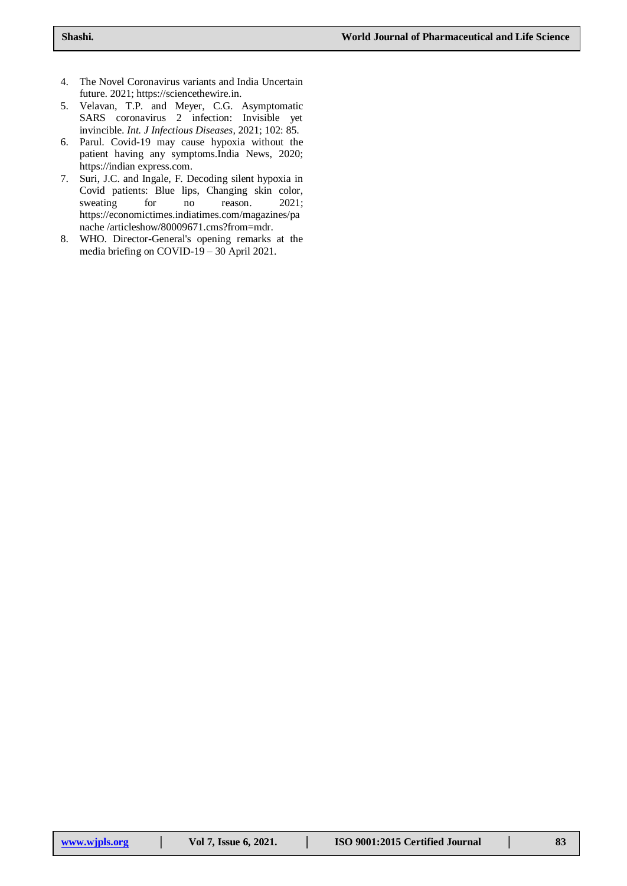4. The Novel Coronavirus variants and India Uncertain future. 2021; https://sciencethewire.in.
5. Velavan, T.P. and Meyer, C.G. Asymptomatic SARS coronavirus 2 infection: Invisible yet invincible. *Int. J Infectious Diseases,* 2021; 102: 85.
6. Parul. Covid-19 may cause hypoxia without the patient having any symptoms.India News, 2020; https://indian express.com.
7. Suri, J.C. and Ingale, F. Decoding silent hypoxia in Covid patients: Blue lips, Changing skin color, sweating for no reason. 2021; https://economictimes.indiatimes.com/magazines/panache /articleshow/80009671.cms?from=mdr.
8. WHO. Director-General's opening remarks at the media briefing on COVID-19 – 30 April 2021.